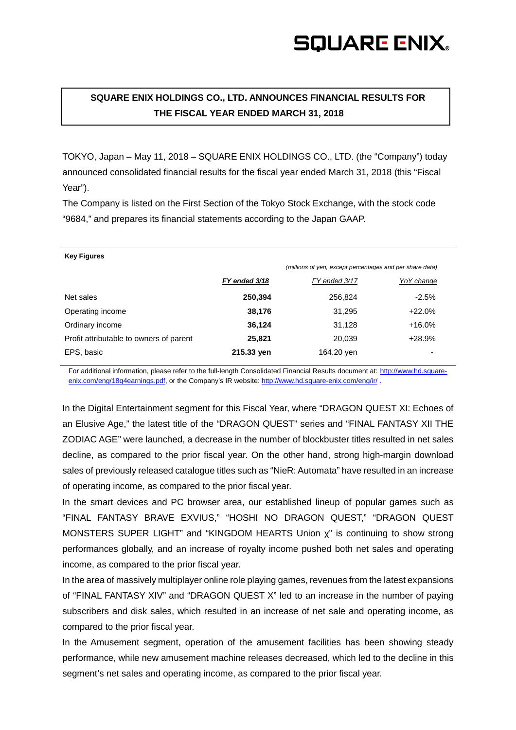SQUARE ENIX

# SQUARE ENIX HOLDINGS CO., LTD. ANNOUNCES FINANCIAL RESULTS FOR THE FISCAL YEAR ENDED MARCH 31, 2018

TOKYO, Japan – May 11, 2018 – SQUARE ENIX HOLDINGS CO., LTD. (the "Company") today announced consolidated financial results for the fiscal year ended March 31, 2018 (this "Fiscal Year").

The Company is listed on the First Section of the Tokyo Stock Exchange, with the stock code "9684," and prepares its financial statements according to the Japan GAAP.

**Key Figures**

*(millions of yen, except percentages and per share data)*

| | ***FY ended 3/18*** | *FY ended 3/17* | *YoY change* |
|---|---|---|---|
| Net sales | **250,394** | 256,824 | -2.5% |
| Operating income | **38,176** | 31,295 | +22.0% |
| Ordinary income | **36,124** | 31,128 | +16.0% |
| Profit attributable to owners of parent | **25,821** | 20,039 | +28.9% |
| EPS, basic | **215.33 yen** | 164.20 yen | - |

For additional information, please refer to the full-length Consolidated Financial Results document at: http://www.hd.square-enix.com/eng/18q4earnings.pdf, or the Company's IR website: http://www.hd.square-enix.com/eng/ir/ .

In the Digital Entertainment segment for this Fiscal Year, where "DRAGON QUEST XI: Echoes of an Elusive Age," the latest title of the "DRAGON QUEST" series and "FINAL FANTASY XII THE ZODIAC AGE" were launched, a decrease in the number of blockbuster titles resulted in net sales decline, as compared to the prior fiscal year. On the other hand, strong high-margin download sales of previously released catalogue titles such as "NieR: Automata" have resulted in an increase of operating income, as compared to the prior fiscal year.

In the smart devices and PC browser area, our established lineup of popular games such as "FINAL FANTASY BRAVE EXVIUS," "HOSHI NO DRAGON QUEST," "DRAGON QUEST MONSTERS SUPER LIGHT" and "KINGDOM HEARTS Union χ" is continuing to show strong performances globally, and an increase of royalty income pushed both net sales and operating income, as compared to the prior fiscal year.

In the area of massively multiplayer online role playing games, revenues from the latest expansions of "FINAL FANTASY XIV" and "DRAGON QUEST X" led to an increase in the number of paying subscribers and disk sales, which resulted in an increase of net sale and operating income, as compared to the prior fiscal year.

In the Amusement segment, operation of the amusement facilities has been showing steady performance, while new amusement machine releases decreased, which led to the decline in this segment's net sales and operating income, as compared to the prior fiscal year.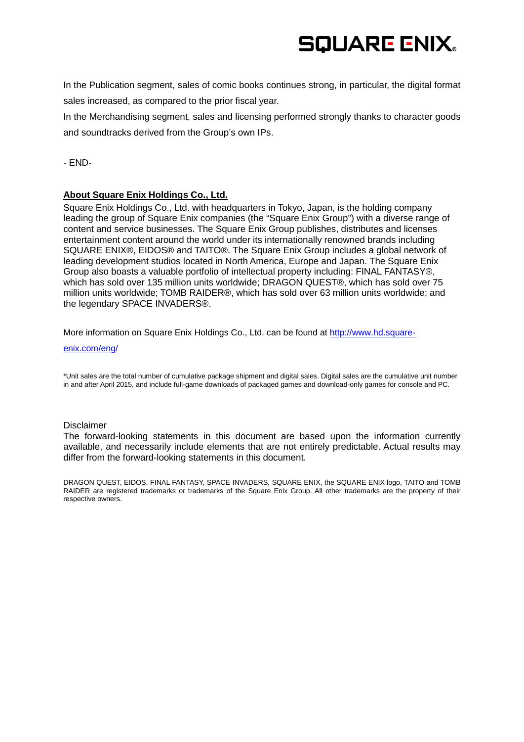In the Publication segment, sales of comic books continues strong, in particular, the digital format sales increased, as compared to the prior fiscal year.

In the Merchandising segment, sales and licensing performed strongly thanks to character goods and soundtracks derived from the Group's own IPs.

- END-

**About Square Enix Holdings Co., Ltd.**

Square Enix Holdings Co., Ltd. with headquarters in Tokyo, Japan, is the holding company leading the group of Square Enix companies (the "Square Enix Group") with a diverse range of content and service businesses. The Square Enix Group publishes, distributes and licenses entertainment content around the world under its internationally renowned brands including SQUARE ENIX®, EIDOS® and TAITO®. The Square Enix Group includes a global network of leading development studios located in North America, Europe and Japan. The Square Enix Group also boasts a valuable portfolio of intellectual property including: FINAL FANTASY®, which has sold over 135 million units worldwide; DRAGON QUEST®, which has sold over 75 million units worldwide; TOMB RAIDER®, which has sold over 63 million units worldwide; and the legendary SPACE INVADERS®.

More information on Square Enix Holdings Co., Ltd. can be found at http://www.hd.square-enix.com/eng/

*Unit sales are the total number of cumulative package shipment and digital sales. Digital sales are the cumulative unit number in and after April 2015, and include full-game downloads of packaged games and download-only games for console and PC.

Disclaimer

The forward-looking statements in this document are based upon the information currently available, and necessarily include elements that are not entirely predictable. Actual results may differ from the forward-looking statements in this document.

DRAGON QUEST, EIDOS, FINAL FANTASY, SPACE INVADERS, SQUARE ENIX, the SQUARE ENIX logo, TAITO and TOMB RAIDER are registered trademarks or trademarks of the Square Enix Group. All other trademarks are the property of their respective owners.